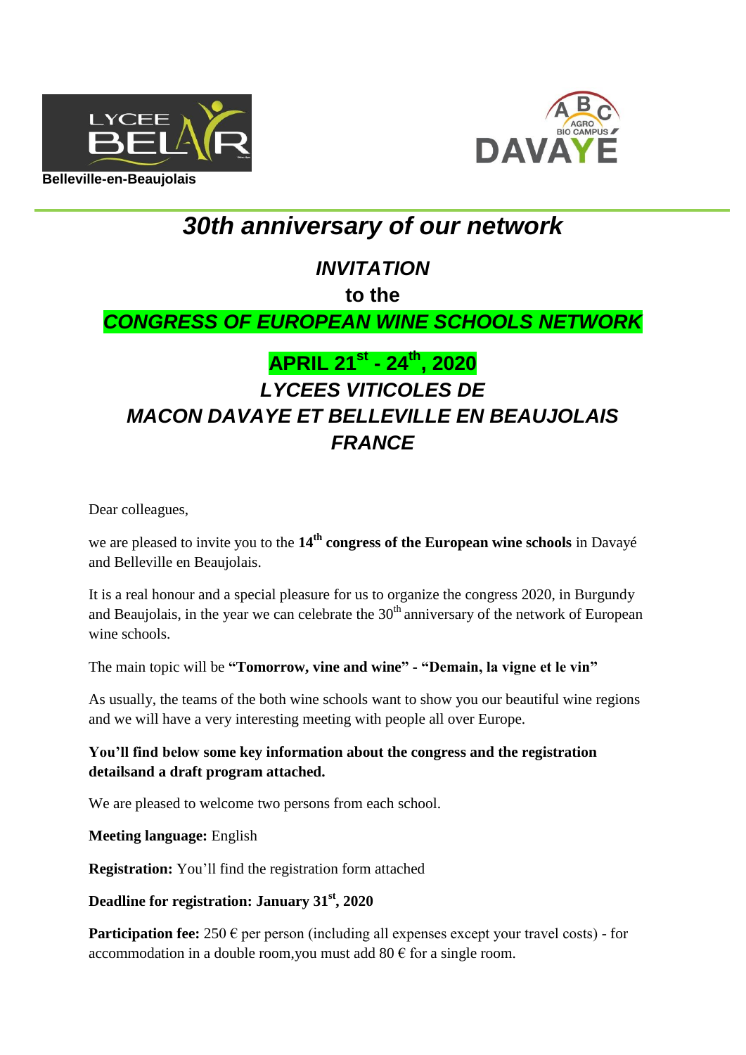Belleville-en-Beaujolais

# *30th anniversary of our network*

## *INVITATION*

## to the

## *CONGRESS OF EUROPEAN WINE SCHOOLS NETWORK*

## APRIL 21st - 24th, 2020

## *LYCEES VITICOLES DE MACON DAVAYE ET BELLEVILLE EN BEAUJOLAIS FRANCE*

Dear colleagues,

we are pleased to invite you to the **14th congress of the European wine schools** in Davayé and Belleville en Beaujolais.

It is a real honour and a special pleasure for us to organize the congress 2020, in Burgundy and Beaujolais, in the year we can celebrate the 30th anniversary of the network of European wine schools.

The main topic will be **"Tomorrow, vine and wine" - "Demain, la vigne et le vin"**

As usually, the teams of the both wine schools want to show you our beautiful wine regions and we will have a very interesting meeting with people all over Europe.

**You'll find below some key information about the congress and the registration detailsand a draft program attached.**

We are pleased to welcome two persons from each school.

**Meeting language:** English

**Registration:** You'll find the registration form attached

**Deadline for registration: January 31st, 2020**

**Participation fee:** 250 € per person (including all expenses except your travel costs) - for accommodation in a double room,you must add 80 € for a single room.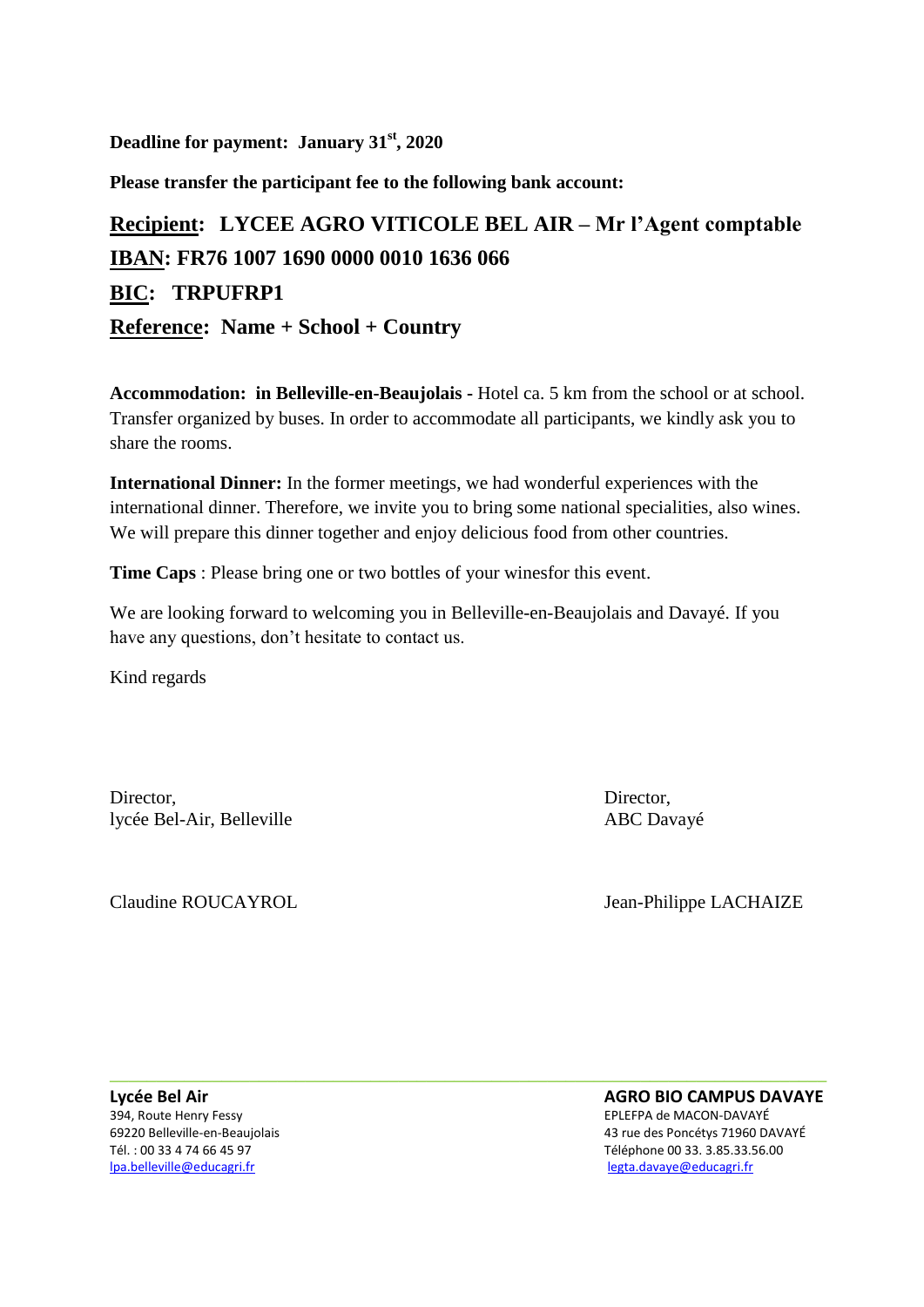**Deadline for payment: January 31st, 2020**

**Please transfer the participant fee to the following bank account:**

**Recipient: LYCEE AGRO VITICOLE BEL AIR – Mr l'Agent comptable**
**IBAN: FR76 1007 1690 0000 0010 1636 066**
**BIC: TRPUFRP1**
**Reference: Name + School + Country**

**Accommodation: in Belleville-en-Beaujolais -** Hotel ca. 5 km from the school or at school. Transfer organized by buses. In order to accommodate all participants, we kindly ask you to share the rooms.

**International Dinner:** In the former meetings, we had wonderful experiences with the international dinner. Therefore, we invite you to bring some national specialities, also wines. We will prepare this dinner together and enjoy delicious food from other countries.

**Time Caps** : Please bring one or two bottles of your winesfor this event.

We are looking forward to welcoming you in Belleville-en-Beaujolais and Davayé. If you have any questions, don't hesitate to contact us.

Kind regards

Director,
lycée Bel-Air, Belleville

Claudine ROUCAYROL

Director,
ABC Davayé

Jean-Philippe LACHAIZE

**Lycée Bel Air**
394, Route Henry Fessy
69220 Belleville-en-Beaujolais
Tél. : 00 33 4 74 66 45 97
lpa.belleville@educagri.fr

**AGRO BIO CAMPUS DAVAYE**
EPLEFPA de MACON-DAVAYÉ
43 rue des Poncétys 71960 DAVAYÉ
Téléphone 00 33. 3.85.33.56.00
legta.davaye@educagri.fr